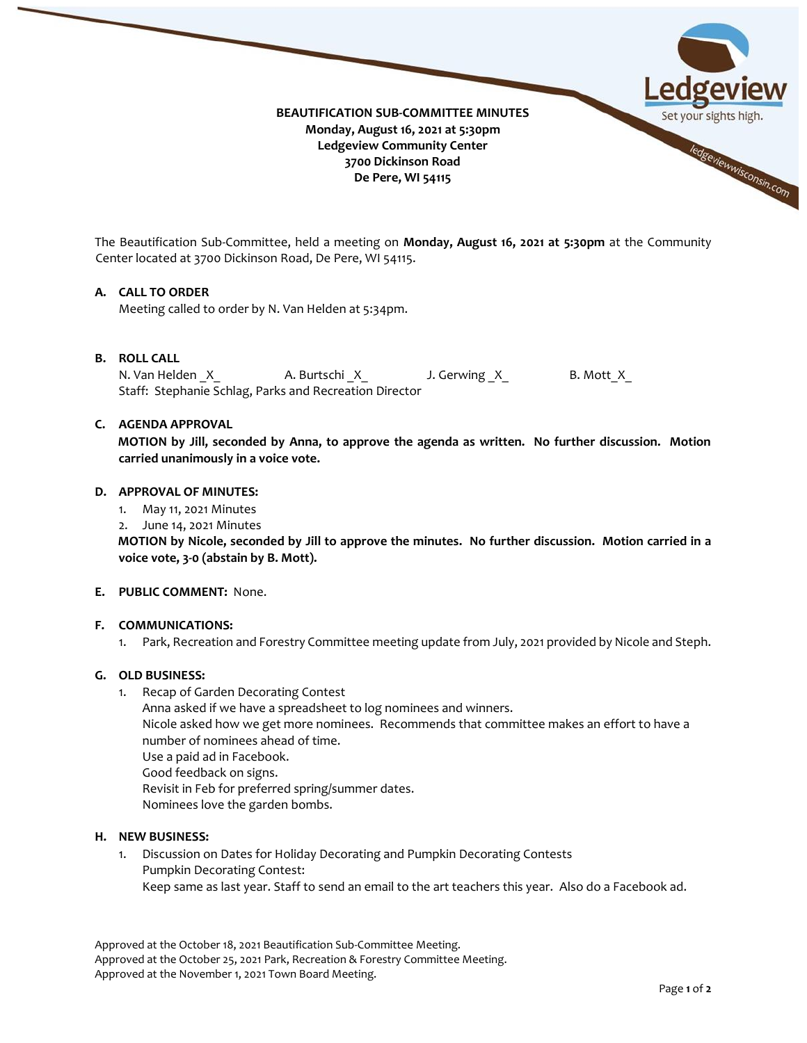# BEAUTIFICATION SUB-COMMITTEE MINUTES

**Monday, August 16, 2021 at 5:30pm**
**Ledgeview Community Center**
**3700 Dickinson Road**
**De Pere, WI 54115**

The Beautification Sub-Committee, held a meeting on **Monday, August 16, 2021 at 5:30pm** at the Community Center located at 3700 Dickinson Road, De Pere, WI 54115.

**A. CALL TO ORDER**

Meeting called to order by N. Van Helden at 5:34pm.

**B. ROLL CALL**

N. Van Helden \_X\_ A. Burtschi \_X\_ J. Gerwing \_X\_ B. Mott\_X\_
Staff: Stephanie Schlag, Parks and Recreation Director

**C. AGENDA APPROVAL**

**MOTION by Jill, seconded by Anna, to approve the agenda as written. No further discussion. Motion carried unanimously in a voice vote.**

**D. APPROVAL OF MINUTES:**

1. May 11, 2021 Minutes
2. June 14, 2021 Minutes

**MOTION by Nicole, seconded by Jill to approve the minutes. No further discussion. Motion carried in a voice vote, 3-0 (abstain by B. Mott).**

**E. PUBLIC COMMENT:** None.

**F. COMMUNICATIONS:**

1. Park, Recreation and Forestry Committee meeting update from July, 2021 provided by Nicole and Steph.

**G. OLD BUSINESS:**

1. Recap of Garden Decorating Contest
   Anna asked if we have a spreadsheet to log nominees and winners.
   Nicole asked how we get more nominees. Recommends that committee makes an effort to have a number of nominees ahead of time.
   Use a paid ad in Facebook.
   Good feedback on signs.
   Revisit in Feb for preferred spring/summer dates.
   Nominees love the garden bombs.

**H. NEW BUSINESS:**

1. Discussion on Dates for Holiday Decorating and Pumpkin Decorating Contests
   Pumpkin Decorating Contest:
   Keep same as last year. Staff to send an email to the art teachers this year. Also do a Facebook ad.

Approved at the October 18, 2021 Beautification Sub-Committee Meeting.
Approved at the October 25, 2021 Park, Recreation & Forestry Committee Meeting.
Approved at the November 1, 2021 Town Board Meeting.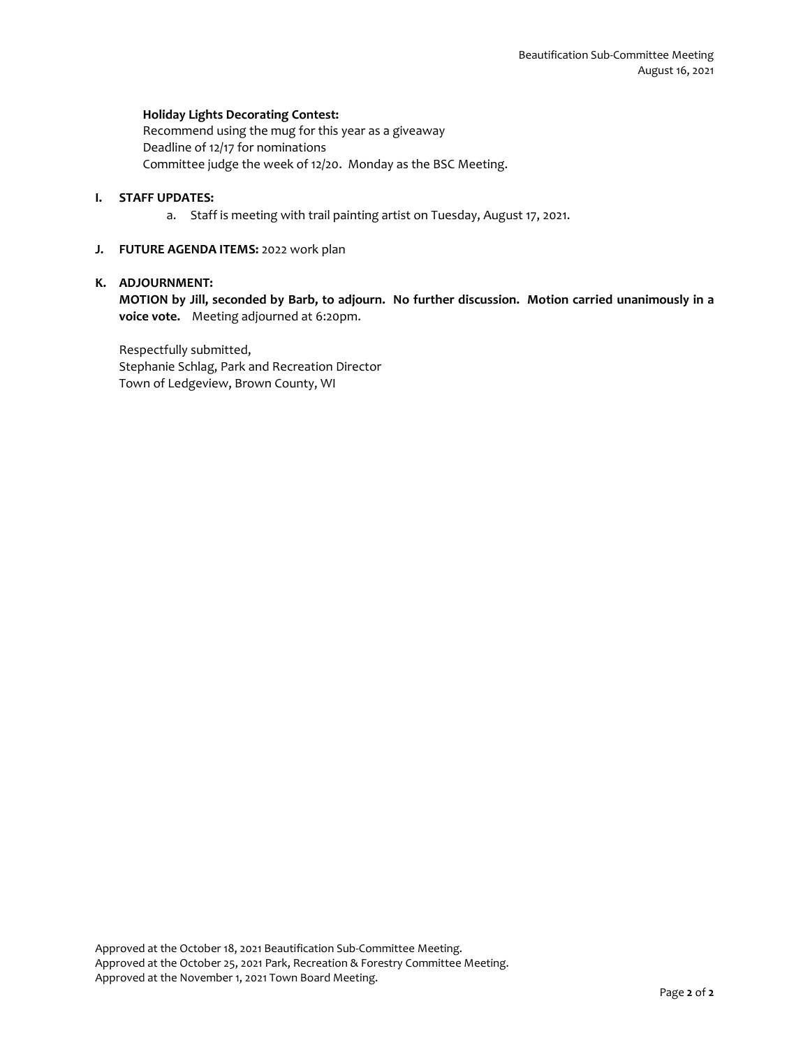**Holiday Lights Decorating Contest:**
Recommend using the mug for this year as a giveaway
Deadline of 12/17 for nominations
Committee judge the week of 12/20. Monday as the BSC Meeting.

**I. STAFF UPDATES:**

a. Staff is meeting with trail painting artist on Tuesday, August 17, 2021.

**J. FUTURE AGENDA ITEMS:** 2022 work plan

**K. ADJOURNMENT:**

**MOTION by Jill, seconded by Barb, to adjourn. No further discussion. Motion carried unanimously in a voice vote.** Meeting adjourned at 6:20pm.

Respectfully submitted,
Stephanie Schlag, Park and Recreation Director
Town of Ledgeview, Brown County, WI

Approved at the October 18, 2021 Beautification Sub-Committee Meeting.
Approved at the October 25, 2021 Park, Recreation & Forestry Committee Meeting.
Approved at the November 1, 2021 Town Board Meeting.